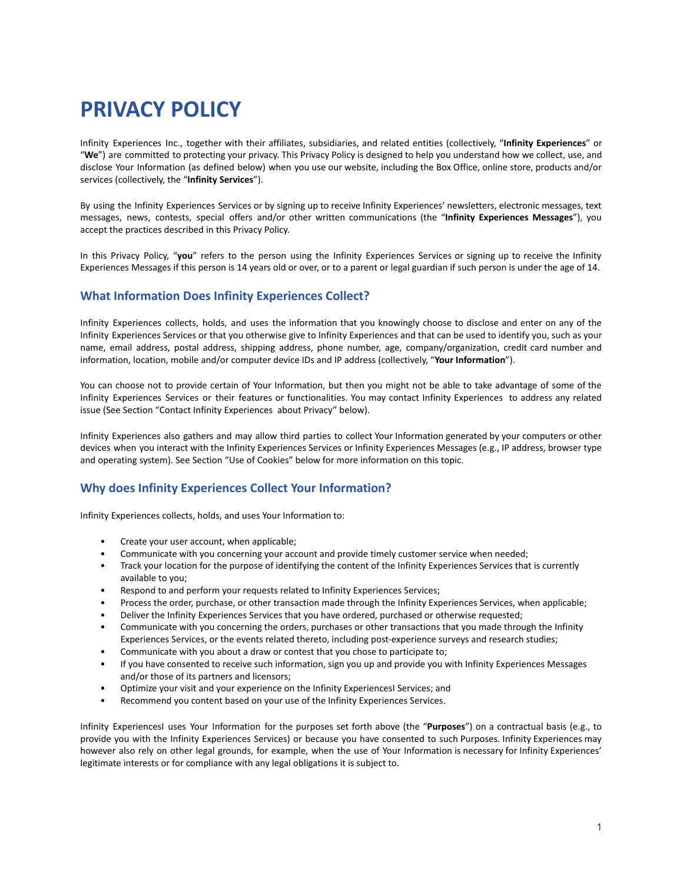# PRIVACY POLICY

Infinity Experiences Inc., together with their affiliates, subsidiaries, and related entities (collectively, "**Infinity Experiences**" or "**We**") are committed to protecting your privacy. This Privacy Policy is designed to help you understand how we collect, use, and disclose Your Information (as defined below) when you use our website, including the Box Office, online store, products and/or services (collectively, the "**Infinity Services**").

By using the Infinity Experiences Services or by signing up to receive Infinity Experiences' newsletters, electronic messages, text messages, news, contests, special offers and/or other written communications (the "**Infinity Experiences Messages**"), you accept the practices described in this Privacy Policy.

In this Privacy Policy, "**you**" refers to the person using the Infinity Experiences Services or signing up to receive the Infinity Experiences Messages if this person is 14 years old or over, or to a parent or legal guardian if such person is under the age of 14.

## What Information Does Infinity Experiences Collect?

Infinity Experiences collects, holds, and uses the information that you knowingly choose to disclose and enter on any of the Infinity Experiences Services or that you otherwise give to Infinity Experiences and that can be used to identify you, such as your name, email address, postal address, shipping address, phone number, age, company/organization, credit card number and information, location, mobile and/or computer device IDs and IP address (collectively, "**Your Information**").

You can choose not to provide certain of Your Information, but then you might not be able to take advantage of some of the Infinity Experiences Services or their features or functionalities. You may contact Infinity Experiences to address any related issue (See Section "Contact Infinity Experiences about Privacy" below).

Infinity Experiences also gathers and may allow third parties to collect Your Information generated by your computers or other devices when you interact with the Infinity Experiences Services or Infinity Experiences Messages (e.g., IP address, browser type and operating system). See Section "Use of Cookies" below for more information on this topic.

## Why does Infinity Experiences Collect Your Information?

Infinity Experiences collects, holds, and uses Your Information to:

- Create your user account, when applicable;
- Communicate with you concerning your account and provide timely customer service when needed;
- Track your location for the purpose of identifying the content of the Infinity Experiences Services that is currently available to you;
- Respond to and perform your requests related to Infinity Experiences Services;
- Process the order, purchase, or other transaction made through the Infinity Experiences Services, when applicable;
- Deliver the Infinity Experiences Services that you have ordered, purchased or otherwise requested;
- Communicate with you concerning the orders, purchases or other transactions that you made through the Infinity Experiences Services, or the events related thereto, including post-experience surveys and research studies;
- Communicate with you about a draw or contest that you chose to participate to;
- If you have consented to receive such information, sign you up and provide you with Infinity Experiences Messages and/or those of its partners and licensors;
- Optimize your visit and your experience on the Infinity ExperiencesI Services; and
- Recommend you content based on your use of the Infinity Experiences Services.

Infinity ExperiencesI uses Your Information for the purposes set forth above (the "**Purposes**") on a contractual basis (e.g., to provide you with the Infinity Experiences Services) or because you have consented to such Purposes. Infinity Experiences may however also rely on other legal grounds, for example, when the use of Your Information is necessary for Infinity Experiences' legitimate interests or for compliance with any legal obligations it is subject to.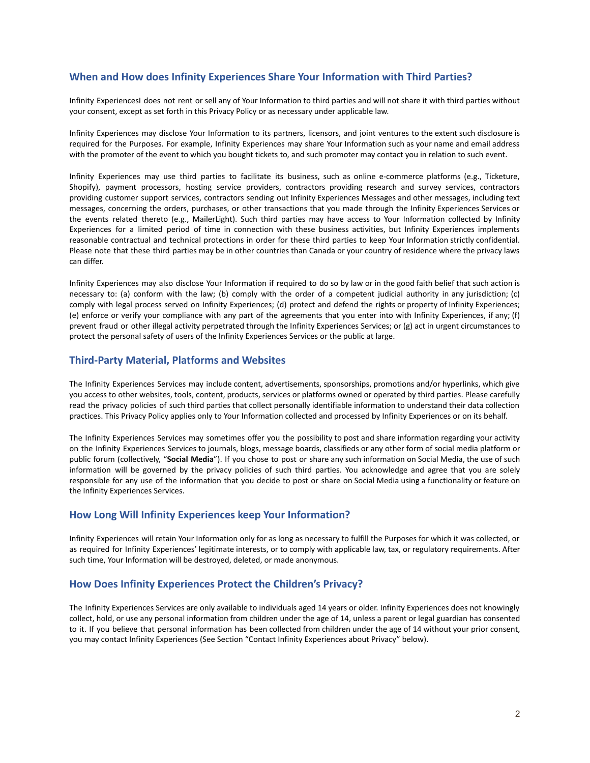## When and How does Infinity Experiences Share Your Information with Third Parties?

Infinity ExperiencesI does not rent or sell any of Your Information to third parties and will not share it with third parties without your consent, except as set forth in this Privacy Policy or as necessary under applicable law.

Infinity Experiences may disclose Your Information to its partners, licensors, and joint ventures to the extent such disclosure is required for the Purposes. For example, Infinity Experiences may share Your Information such as your name and email address with the promoter of the event to which you bought tickets to, and such promoter may contact you in relation to such event.

Infinity Experiences may use third parties to facilitate its business, such as online e-commerce platforms (e.g., Ticketure, Shopify), payment processors, hosting service providers, contractors providing research and survey services, contractors providing customer support services, contractors sending out Infinity Experiences Messages and other messages, including text messages, concerning the orders, purchases, or other transactions that you made through the Infinity Experiences Services or the events related thereto (e.g., MailerLight). Such third parties may have access to Your Information collected by Infinity Experiences for a limited period of time in connection with these business activities, but Infinity Experiences implements reasonable contractual and technical protections in order for these third parties to keep Your Information strictly confidential. Please note that these third parties may be in other countries than Canada or your country of residence where the privacy laws can differ.

Infinity Experiences may also disclose Your Information if required to do so by law or in the good faith belief that such action is necessary to: (a) conform with the law; (b) comply with the order of a competent judicial authority in any jurisdiction; (c) comply with legal process served on Infinity Experiences; (d) protect and defend the rights or property of Infinity Experiences; (e) enforce or verify your compliance with any part of the agreements that you enter into with Infinity Experiences, if any; (f) prevent fraud or other illegal activity perpetrated through the Infinity Experiences Services; or (g) act in urgent circumstances to protect the personal safety of users of the Infinity Experiences Services or the public at large.

## Third-Party Material, Platforms and Websites

The Infinity Experiences Services may include content, advertisements, sponsorships, promotions and/or hyperlinks, which give you access to other websites, tools, content, products, services or platforms owned or operated by third parties. Please carefully read the privacy policies of such third parties that collect personally identifiable information to understand their data collection practices. This Privacy Policy applies only to Your Information collected and processed by Infinity Experiences or on its behalf.

The Infinity Experiences Services may sometimes offer you the possibility to post and share information regarding your activity on the Infinity Experiences Services to journals, blogs, message boards, classifieds or any other form of social media platform or public forum (collectively, "**Social Media**"). If you chose to post or share any such information on Social Media, the use of such information will be governed by the privacy policies of such third parties. You acknowledge and agree that you are solely responsible for any use of the information that you decide to post or share on Social Media using a functionality or feature on the Infinity Experiences Services.

## How Long Will Infinity Experiences keep Your Information?

Infinity Experiences will retain Your Information only for as long as necessary to fulfill the Purposes for which it was collected, or as required for Infinity Experiences' legitimate interests, or to comply with applicable law, tax, or regulatory requirements. After such time, Your Information will be destroyed, deleted, or made anonymous.

## How Does Infinity Experiences Protect the Children's Privacy?

The Infinity Experiences Services are only available to individuals aged 14 years or older. Infinity Experiences does not knowingly collect, hold, or use any personal information from children under the age of 14, unless a parent or legal guardian has consented to it. If you believe that personal information has been collected from children under the age of 14 without your prior consent, you may contact Infinity Experiences (See Section "Contact Infinity Experiences about Privacy" below).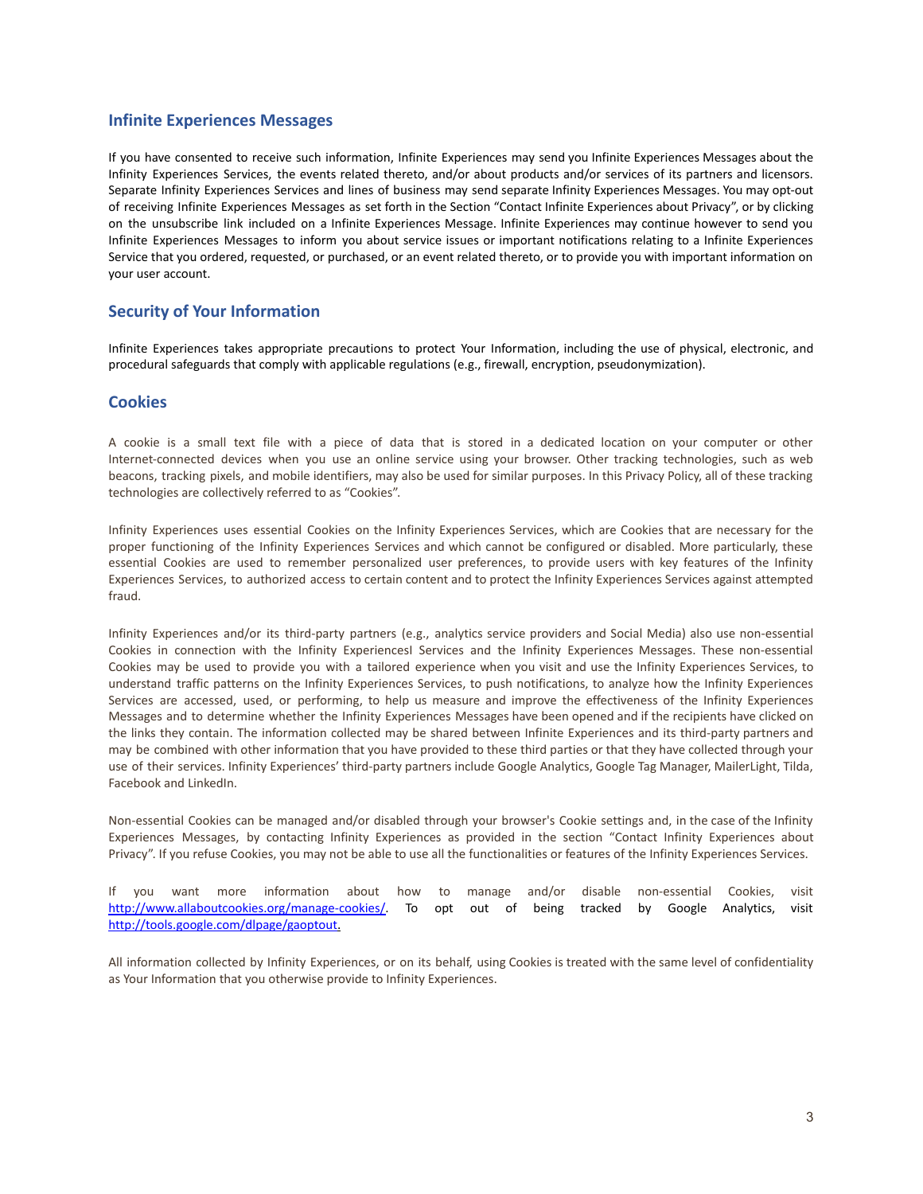## Infinite Experiences Messages

If you have consented to receive such information, Infinite Experiences may send you Infinite Experiences Messages about the Infinity Experiences Services, the events related thereto, and/or about products and/or services of its partners and licensors. Separate Infinity Experiences Services and lines of business may send separate Infinity Experiences Messages. You may opt-out of receiving Infinite Experiences Messages as set forth in the Section "Contact Infinite Experiences about Privacy", or by clicking on the unsubscribe link included on a Infinite Experiences Message. Infinite Experiences may continue however to send you Infinite Experiences Messages to inform you about service issues or important notifications relating to a Infinite Experiences Service that you ordered, requested, or purchased, or an event related thereto, or to provide you with important information on your user account.

## Security of Your Information

Infinite Experiences takes appropriate precautions to protect Your Information, including the use of physical, electronic, and procedural safeguards that comply with applicable regulations (e.g., firewall, encryption, pseudonymization).

## Cookies

A cookie is a small text file with a piece of data that is stored in a dedicated location on your computer or other Internet-connected devices when you use an online service using your browser. Other tracking technologies, such as web beacons, tracking pixels, and mobile identifiers, may also be used for similar purposes. In this Privacy Policy, all of these tracking technologies are collectively referred to as "Cookies".

Infinity Experiences uses essential Cookies on the Infinity Experiences Services, which are Cookies that are necessary for the proper functioning of the Infinity Experiences Services and which cannot be configured or disabled. More particularly, these essential Cookies are used to remember personalized user preferences, to provide users with key features of the Infinity Experiences Services, to authorized access to certain content and to protect the Infinity Experiences Services against attempted fraud.

Infinity Experiences and/or its third-party partners (e.g., analytics service providers and Social Media) also use non-essential Cookies in connection with the Infinity ExperiencesI Services and the Infinity Experiences Messages. These non-essential Cookies may be used to provide you with a tailored experience when you visit and use the Infinity Experiences Services, to understand traffic patterns on the Infinity Experiences Services, to push notifications, to analyze how the Infinity Experiences Services are accessed, used, or performing, to help us measure and improve the effectiveness of the Infinity Experiences Messages and to determine whether the Infinity Experiences Messages have been opened and if the recipients have clicked on the links they contain. The information collected may be shared between Infinite Experiences and its third-party partners and may be combined with other information that you have provided to these third parties or that they have collected through your use of their services. Infinity Experiences' third-party partners include Google Analytics, Google Tag Manager, MailerLight, Tilda, Facebook and LinkedIn.

Non-essential Cookies can be managed and/or disabled through your browser's Cookie settings and, in the case of the Infinity Experiences Messages, by contacting Infinity Experiences as provided in the section "Contact Infinity Experiences about Privacy". If you refuse Cookies, you may not be able to use all the functionalities or features of the Infinity Experiences Services.

If you want more information about how to manage and/or disable non-essential Cookies, visit [http://www.allaboutcookies.org/manage-cookies/](http://www.allaboutcookies.org/manage-cookies/). To opt out of being tracked by Google Analytics, visit [http://tools.google.com/dlpage/gaoptout.](http://tools.google.com/dlpage/gaoptout)

All information collected by Infinity Experiences, or on its behalf, using Cookies is treated with the same level of confidentiality as Your Information that you otherwise provide to Infinity Experiences.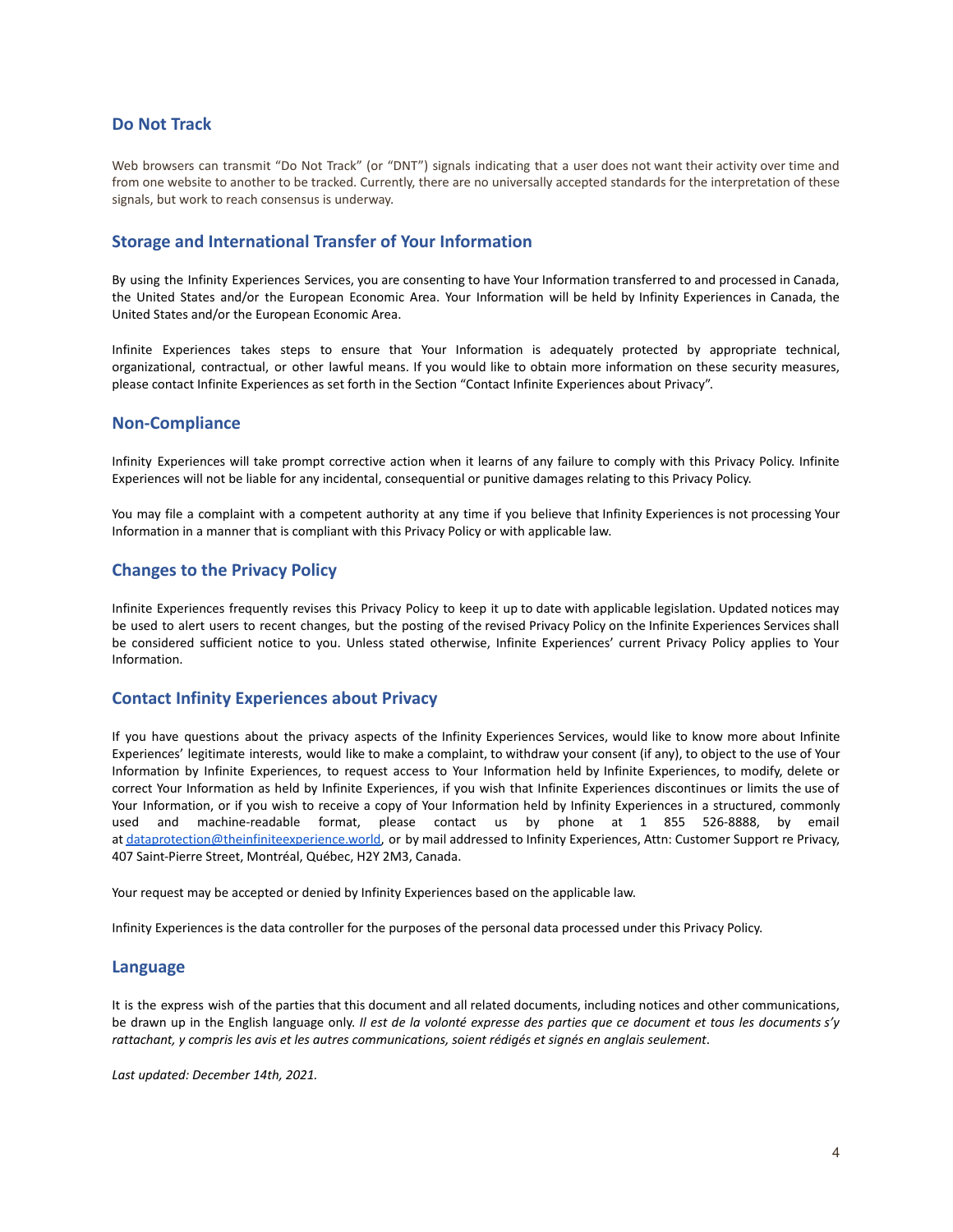## Do Not Track

Web browsers can transmit "Do Not Track" (or "DNT") signals indicating that a user does not want their activity over time and from one website to another to be tracked. Currently, there are no universally accepted standards for the interpretation of these signals, but work to reach consensus is underway.

## Storage and International Transfer of Your Information

By using the Infinity Experiences Services, you are consenting to have Your Information transferred to and processed in Canada, the United States and/or the European Economic Area. Your Information will be held by Infinity Experiences in Canada, the United States and/or the European Economic Area.

Infinite Experiences takes steps to ensure that Your Information is adequately protected by appropriate technical, organizational, contractual, or other lawful means. If you would like to obtain more information on these security measures, please contact Infinite Experiences as set forth in the Section "Contact Infinite Experiences about Privacy".

## Non-Compliance

Infinity Experiences will take prompt corrective action when it learns of any failure to comply with this Privacy Policy. Infinite Experiences will not be liable for any incidental, consequential or punitive damages relating to this Privacy Policy.

You may file a complaint with a competent authority at any time if you believe that Infinity Experiences is not processing Your Information in a manner that is compliant with this Privacy Policy or with applicable law.

## Changes to the Privacy Policy

Infinite Experiences frequently revises this Privacy Policy to keep it up to date with applicable legislation. Updated notices may be used to alert users to recent changes, but the posting of the revised Privacy Policy on the Infinite Experiences Services shall be considered sufficient notice to you. Unless stated otherwise, Infinite Experiences' current Privacy Policy applies to Your Information.

## Contact Infinity Experiences about Privacy

If you have questions about the privacy aspects of the Infinity Experiences Services, would like to know more about Infinite Experiences' legitimate interests, would like to make a complaint, to withdraw your consent (if any), to object to the use of Your Information by Infinite Experiences, to request access to Your Information held by Infinite Experiences, to modify, delete or correct Your Information as held by Infinite Experiences, if you wish that Infinite Experiences discontinues or limits the use of Your Information, or if you wish to receive a copy of Your Information held by Infinity Experiences in a structured, commonly used and machine-readable format, please contact us by phone at 1 855 526-8888, by email at dataprotection@theinfiniteexperience.world, or by mail addressed to Infinity Experiences, Attn: Customer Support re Privacy, 407 Saint-Pierre Street, Montréal, Québec, H2Y 2M3, Canada.

Your request may be accepted or denied by Infinity Experiences based on the applicable law.

Infinity Experiences is the data controller for the purposes of the personal data processed under this Privacy Policy.

## Language

It is the express wish of the parties that this document and all related documents, including notices and other communications, be drawn up in the English language only. *Il est de la volonté expresse des parties que ce document et tous les documents s'y rattachant, y compris les avis et les autres communications, soient rédigés et signés en anglais seulement*.

*Last updated: December 14th, 2021.*